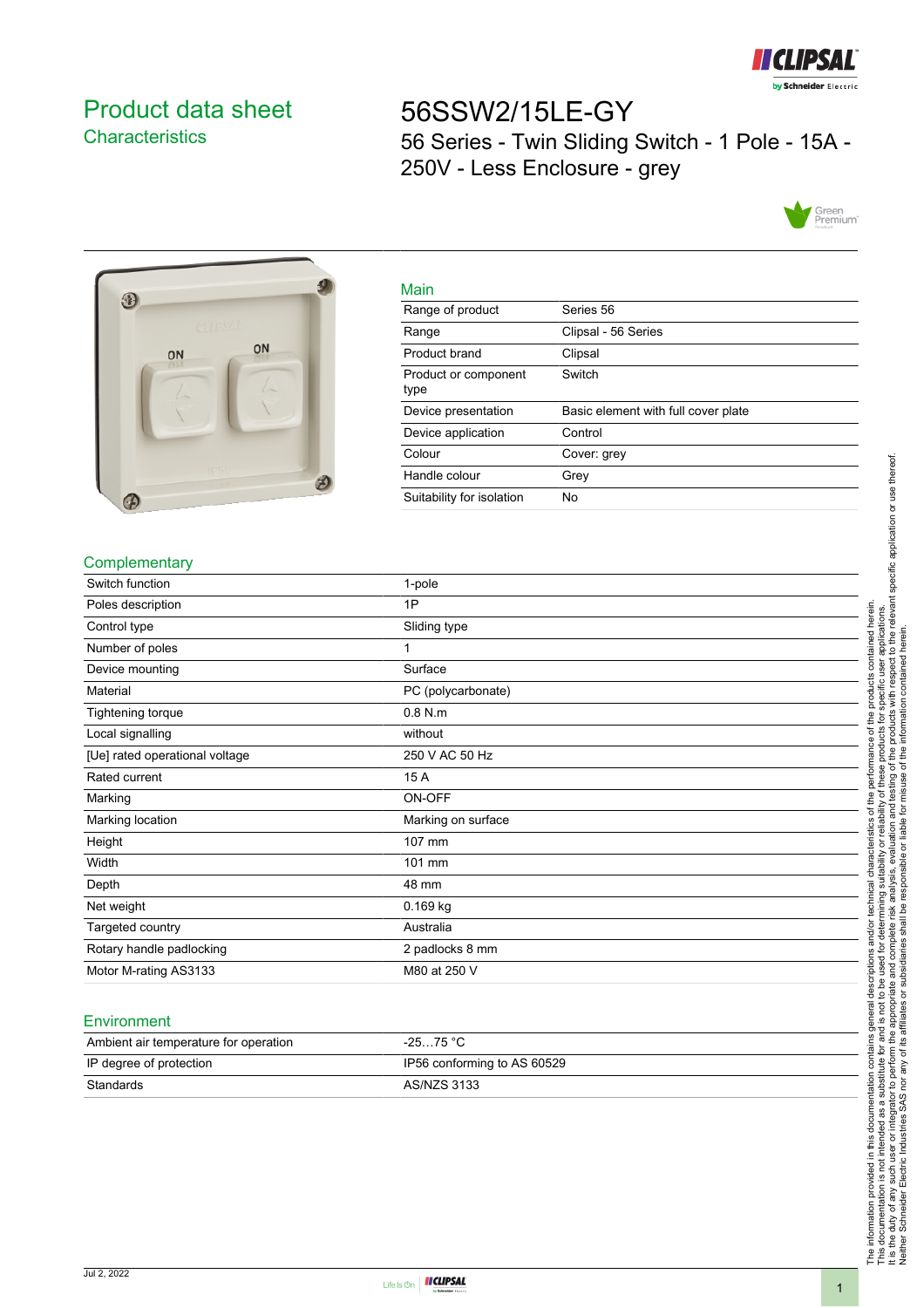# Product data sheet

## Characteristics

# 56SSW2/15LE-GY

56 Series - Twin Sliding Switch - 1 Pole - 15A - 250V - Less Enclosure - grey

## Main

| | |
|---|---|
| Range of product | Series 56 |
| Range | Clipsal - 56 Series |
| Product brand | Clipsal |
| Product or component type | Switch |
| Device presentation | Basic element with full cover plate |
| Device application | Control |
| Colour | Cover: grey |
| Handle colour | Grey |
| Suitability for isolation | No |

## Complementary

| | |
|---|---|
| Switch function | 1-pole |
| Poles description | 1P |
| Control type | Sliding type |
| Number of poles | 1 |
| Device mounting | Surface |
| Material | PC (polycarbonate) |
| Tightening torque | 0.8 N.m |
| Local signalling | without |
| [Ue] rated operational voltage | 250 V AC 50 Hz |
| Rated current | 15 A |
| Marking | ON-OFF |
| Marking location | Marking on surface |
| Height | 107 mm |
| Width | 101 mm |
| Depth | 48 mm |
| Net weight | 0.169 kg |
| Targeted country | Australia |
| Rotary handle padlocking | 2 padlocks 8 mm |
| Motor M-rating AS3133 | M80 at 250 V |

## Environment

| | |
|---|---|
| Ambient air temperature for operation | -25…75 °C |
| IP degree of protection | IP56 conforming to AS 60529 |
| Standards | AS/NZS 3133 |

The information provided in this documentation contains general descriptions and/or technical characteristics of the performance of the products contained herein. This documentation is not intended as a substitute for and is not to be used for determining suitability or reliability of these products for specific user applications. It is the duty of any such user or integrator to perform the appropriate and complete risk analysis, evaluation and testing of the products with respect to the relevant specific application or use thereof. Neither Schneider Electric Industries SAS nor any of its affiliates or subsidiaries shall be responsible or liable for misuse of the information contained herein.

Jul 2, 2022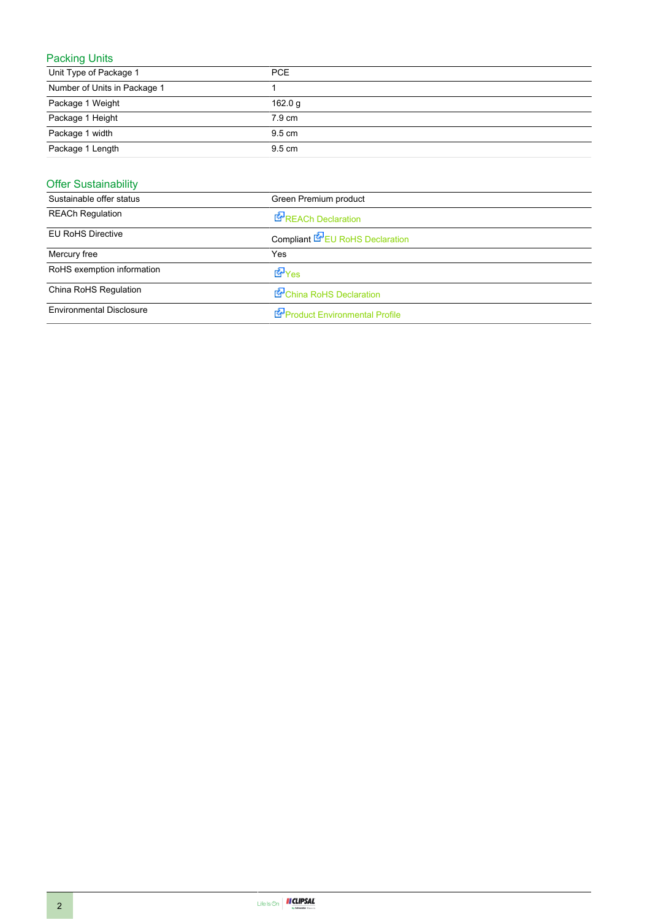## Packing Units

| | |
|---|---|
| Unit Type of Package 1 | PCE |
| Number of Units in Package 1 | 1 |
| Package 1 Weight | 162.0 g |
| Package 1 Height | 7.9 cm |
| Package 1 width | 9.5 cm |
| Package 1 Length | 9.5 cm |

## Offer Sustainability

| | |
|---|---|
| Sustainable offer status | Green Premium product |
| REACh Regulation | REACh Declaration |
| EU RoHS Directive | Compliant EU RoHS Declaration |
| Mercury free | Yes |
| RoHS exemption information | Yes |
| China RoHS Regulation | China RoHS Declaration |
| Environmental Disclosure | Product Environmental Profile |